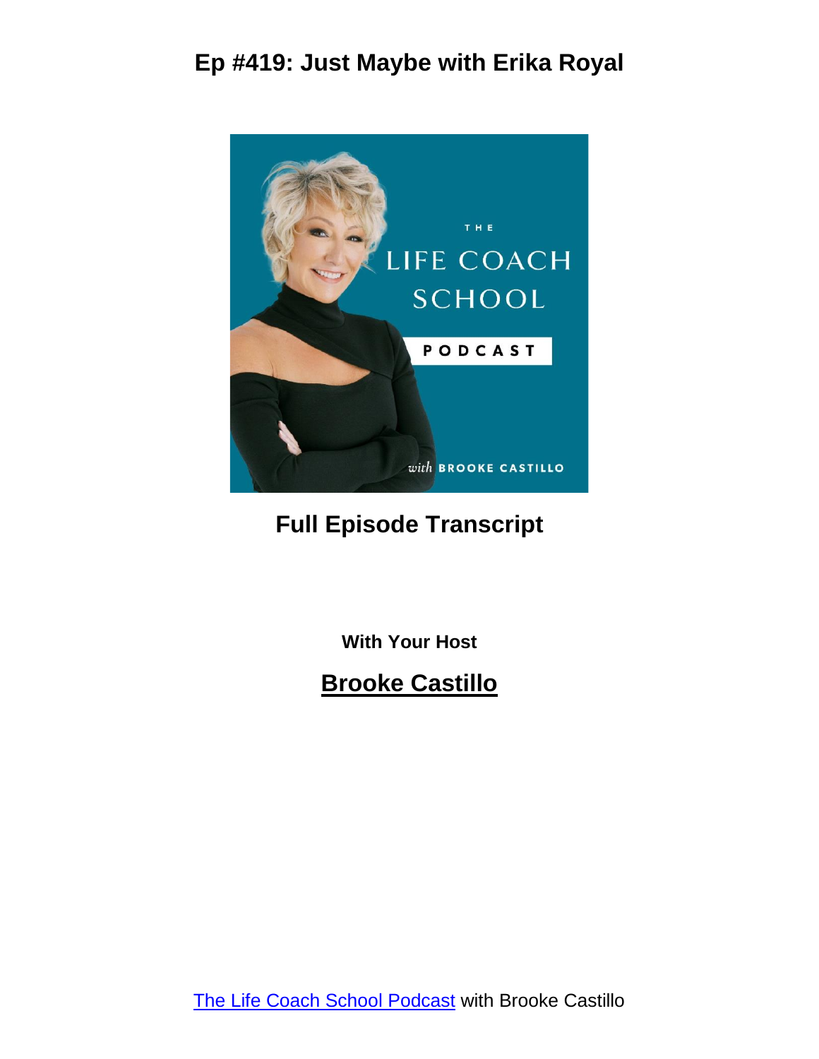# Ep #419: Just Maybe with Erika Royal

**Full Episode Transcript**

**With Your Host**

**Brooke Castillo**

The Life Coach School Podcast with Brooke Castillo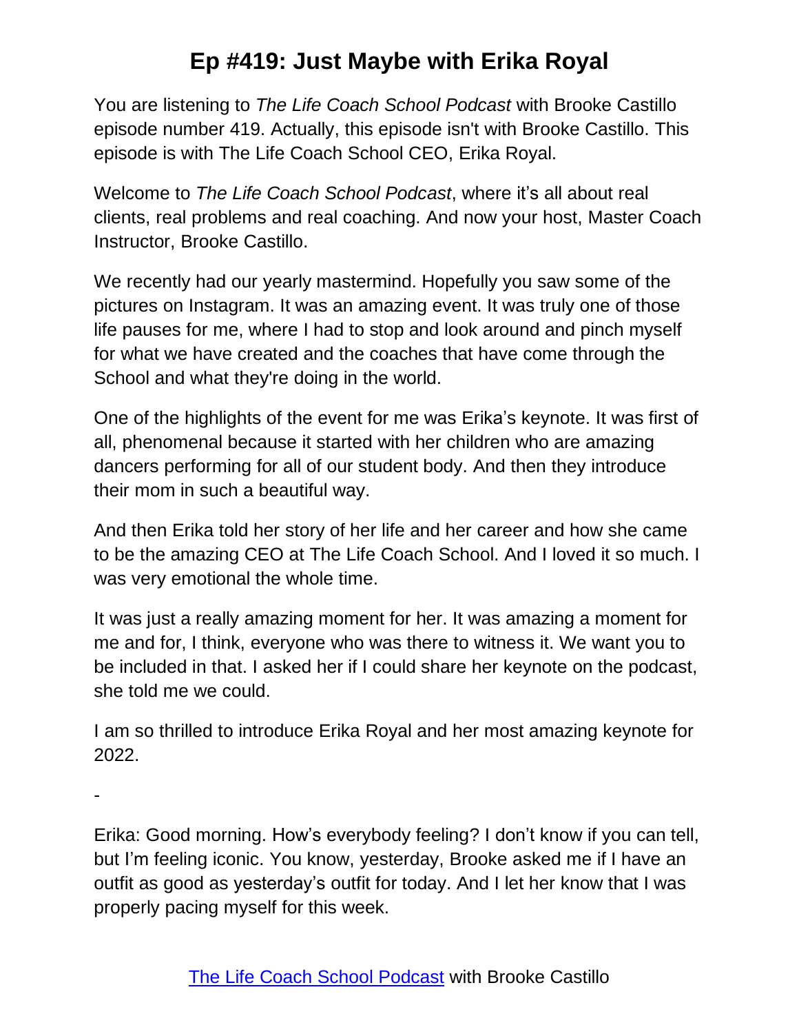# Ep #419: Just Maybe with Erika Royal

You are listening to *The Life Coach School Podcast* with Brooke Castillo episode number 419. Actually, this episode isn't with Brooke Castillo. This episode is with The Life Coach School CEO, Erika Royal.

Welcome to *The Life Coach School Podcast*, where it's all about real clients, real problems and real coaching. And now your host, Master Coach Instructor, Brooke Castillo.

We recently had our yearly mastermind. Hopefully you saw some of the pictures on Instagram. It was an amazing event. It was truly one of those life pauses for me, where I had to stop and look around and pinch myself for what we have created and the coaches that have come through the School and what they're doing in the world.

One of the highlights of the event for me was Erika's keynote. It was first of all, phenomenal because it started with her children who are amazing dancers performing for all of our student body. And then they introduce their mom in such a beautiful way.

And then Erika told her story of her life and her career and how she came to be the amazing CEO at The Life Coach School. And I loved it so much. I was very emotional the whole time.

It was just a really amazing moment for her. It was amazing a moment for me and for, I think, everyone who was there to witness it. We want you to be included in that. I asked her if I could share her keynote on the podcast, she told me we could.

I am so thrilled to introduce Erika Royal and her most amazing keynote for 2022.

-

Erika: Good morning. How's everybody feeling? I don't know if you can tell, but I'm feeling iconic. You know, yesterday, Brooke asked me if I have an outfit as good as yesterday's outfit for today. And I let her know that I was properly pacing myself for this week.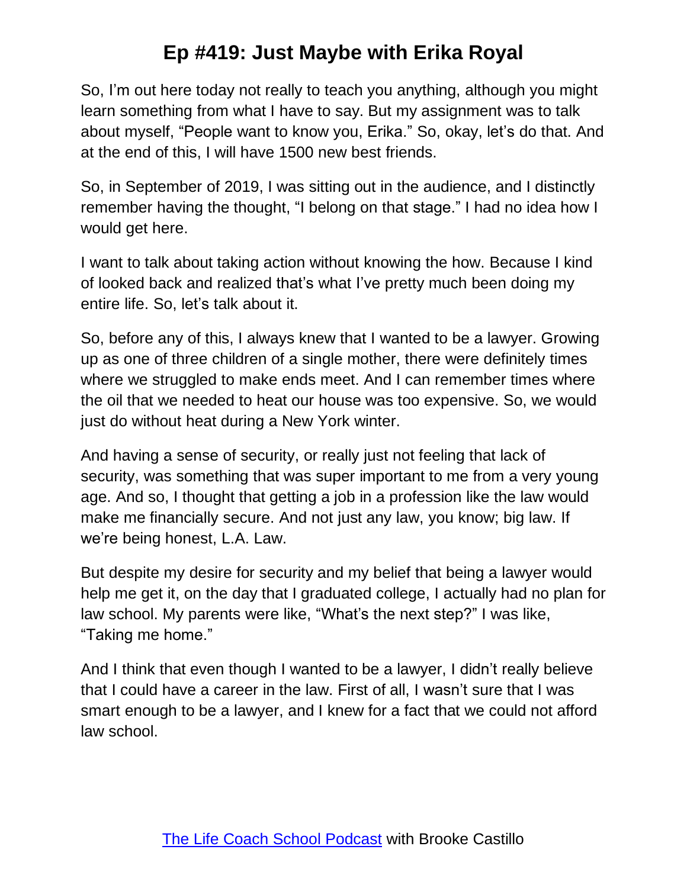So, I'm out here today not really to teach you anything, although you might learn something from what I have to say. But my assignment was to talk about myself, "People want to know you, Erika." So, okay, let's do that. And at the end of this, I will have 1500 new best friends.

So, in September of 2019, I was sitting out in the audience, and I distinctly remember having the thought, "I belong on that stage." I had no idea how I would get here.

I want to talk about taking action without knowing the how. Because I kind of looked back and realized that's what I've pretty much been doing my entire life. So, let's talk about it.

So, before any of this, I always knew that I wanted to be a lawyer. Growing up as one of three children of a single mother, there were definitely times where we struggled to make ends meet. And I can remember times where the oil that we needed to heat our house was too expensive. So, we would just do without heat during a New York winter.

And having a sense of security, or really just not feeling that lack of security, was something that was super important to me from a very young age. And so, I thought that getting a job in a profession like the law would make me financially secure. And not just any law, you know; big law. If we're being honest, L.A. Law.

But despite my desire for security and my belief that being a lawyer would help me get it, on the day that I graduated college, I actually had no plan for law school. My parents were like, "What's the next step?" I was like, "Taking me home."

And I think that even though I wanted to be a lawyer, I didn't really believe that I could have a career in the law. First of all, I wasn't sure that I was smart enough to be a lawyer, and I knew for a fact that we could not afford law school.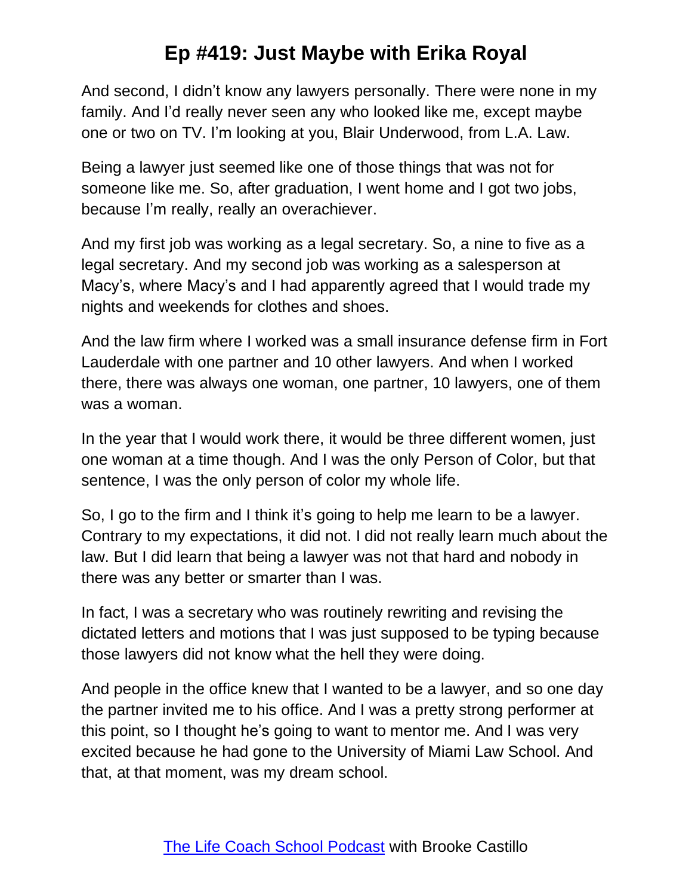And second, I didn't know any lawyers personally. There were none in my family. And I'd really never seen any who looked like me, except maybe one or two on TV. I'm looking at you, Blair Underwood, from L.A. Law.

Being a lawyer just seemed like one of those things that was not for someone like me. So, after graduation, I went home and I got two jobs, because I'm really, really an overachiever.

And my first job was working as a legal secretary. So, a nine to five as a legal secretary. And my second job was working as a salesperson at Macy's, where Macy's and I had apparently agreed that I would trade my nights and weekends for clothes and shoes.

And the law firm where I worked was a small insurance defense firm in Fort Lauderdale with one partner and 10 other lawyers. And when I worked there, there was always one woman, one partner, 10 lawyers, one of them was a woman.

In the year that I would work there, it would be three different women, just one woman at a time though. And I was the only Person of Color, but that sentence, I was the only person of color my whole life.

So, I go to the firm and I think it's going to help me learn to be a lawyer. Contrary to my expectations, it did not. I did not really learn much about the law. But I did learn that being a lawyer was not that hard and nobody in there was any better or smarter than I was.

In fact, I was a secretary who was routinely rewriting and revising the dictated letters and motions that I was just supposed to be typing because those lawyers did not know what the hell they were doing.

And people in the office knew that I wanted to be a lawyer, and so one day the partner invited me to his office. And I was a pretty strong performer at this point, so I thought he's going to want to mentor me. And I was very excited because he had gone to the University of Miami Law School. And that, at that moment, was my dream school.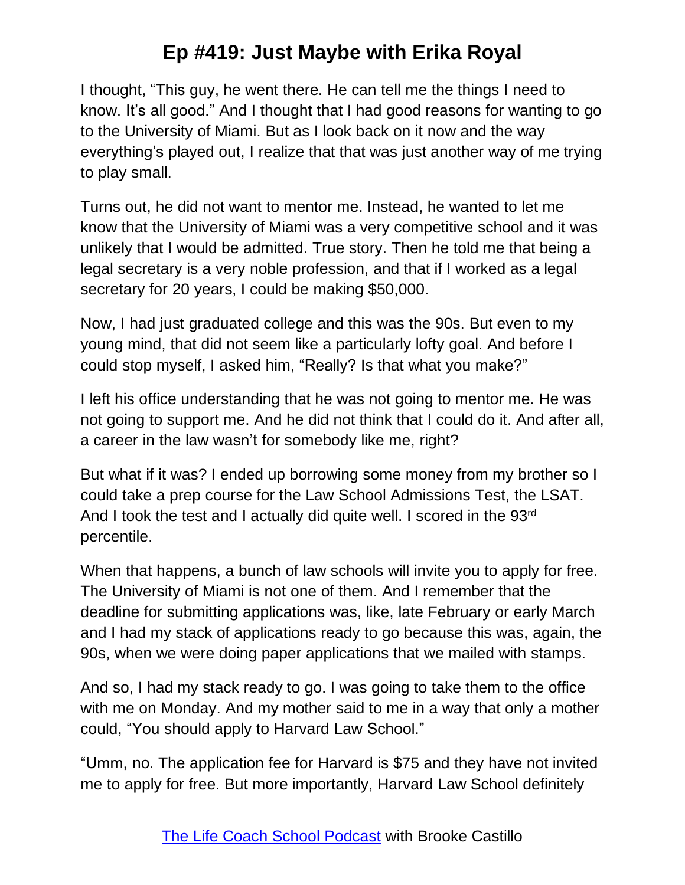I thought, "This guy, he went there. He can tell me the things I need to know. It's all good." And I thought that I had good reasons for wanting to go to the University of Miami. But as I look back on it now and the way everything's played out, I realize that that was just another way of me trying to play small.

Turns out, he did not want to mentor me. Instead, he wanted to let me know that the University of Miami was a very competitive school and it was unlikely that I would be admitted. True story. Then he told me that being a legal secretary is a very noble profession, and that if I worked as a legal secretary for 20 years, I could be making $50,000.

Now, I had just graduated college and this was the 90s. But even to my young mind, that did not seem like a particularly lofty goal. And before I could stop myself, I asked him, "Really? Is that what you make?"

I left his office understanding that he was not going to mentor me. He was not going to support me. And he did not think that I could do it. And after all, a career in the law wasn't for somebody like me, right?

But what if it was? I ended up borrowing some money from my brother so I could take a prep course for the Law School Admissions Test, the LSAT. And I took the test and I actually did quite well. I scored in the 93rd percentile.

When that happens, a bunch of law schools will invite you to apply for free. The University of Miami is not one of them. And I remember that the deadline for submitting applications was, like, late February or early March and I had my stack of applications ready to go because this was, again, the 90s, when we were doing paper applications that we mailed with stamps.

And so, I had my stack ready to go. I was going to take them to the office with me on Monday. And my mother said to me in a way that only a mother could, "You should apply to Harvard Law School."

"Umm, no. The application fee for Harvard is $75 and they have not invited me to apply for free. But more importantly, Harvard Law School definitely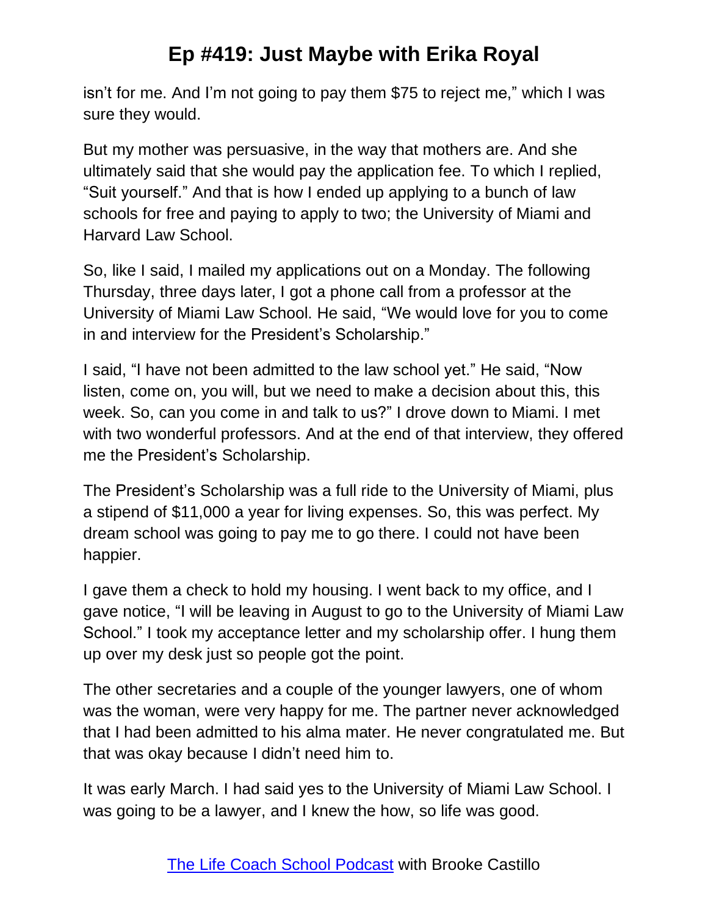isn't for me. And I'm not going to pay them $75 to reject me," which I was sure they would.

But my mother was persuasive, in the way that mothers are. And she ultimately said that she would pay the application fee. To which I replied, "Suit yourself." And that is how I ended up applying to a bunch of law schools for free and paying to apply to two; the University of Miami and Harvard Law School.

So, like I said, I mailed my applications out on a Monday. The following Thursday, three days later, I got a phone call from a professor at the University of Miami Law School. He said, "We would love for you to come in and interview for the President's Scholarship."

I said, "I have not been admitted to the law school yet." He said, "Now listen, come on, you will, but we need to make a decision about this, this week. So, can you come in and talk to us?" I drove down to Miami. I met with two wonderful professors. And at the end of that interview, they offered me the President's Scholarship.

The President's Scholarship was a full ride to the University of Miami, plus a stipend of $11,000 a year for living expenses. So, this was perfect. My dream school was going to pay me to go there. I could not have been happier.

I gave them a check to hold my housing. I went back to my office, and I gave notice, "I will be leaving in August to go to the University of Miami Law School." I took my acceptance letter and my scholarship offer. I hung them up over my desk just so people got the point.

The other secretaries and a couple of the younger lawyers, one of whom was the woman, were very happy for me. The partner never acknowledged that I had been admitted to his alma mater. He never congratulated me. But that was okay because I didn't need him to.

It was early March. I had said yes to the University of Miami Law School. I was going to be a lawyer, and I knew the how, so life was good.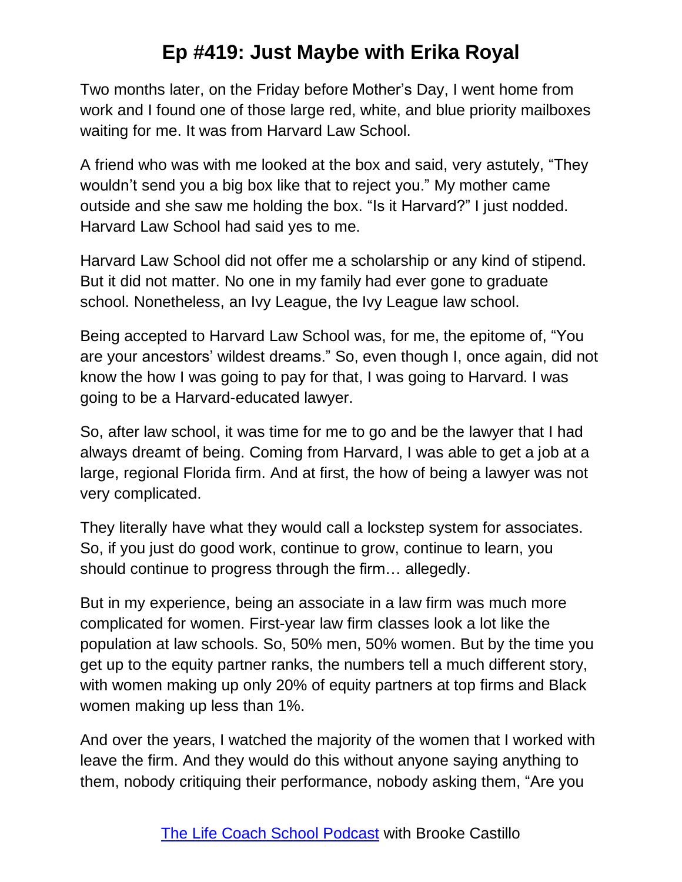Two months later, on the Friday before Mother's Day, I went home from work and I found one of those large red, white, and blue priority mailboxes waiting for me. It was from Harvard Law School.

A friend who was with me looked at the box and said, very astutely, "They wouldn't send you a big box like that to reject you." My mother came outside and she saw me holding the box. "Is it Harvard?" I just nodded. Harvard Law School had said yes to me.

Harvard Law School did not offer me a scholarship or any kind of stipend. But it did not matter. No one in my family had ever gone to graduate school. Nonetheless, an Ivy League, the Ivy League law school.

Being accepted to Harvard Law School was, for me, the epitome of, "You are your ancestors' wildest dreams." So, even though I, once again, did not know the how I was going to pay for that, I was going to Harvard. I was going to be a Harvard-educated lawyer.

So, after law school, it was time for me to go and be the lawyer that I had always dreamt of being. Coming from Harvard, I was able to get a job at a large, regional Florida firm. And at first, the how of being a lawyer was not very complicated.

They literally have what they would call a lockstep system for associates. So, if you just do good work, continue to grow, continue to learn, you should continue to progress through the firm… allegedly.

But in my experience, being an associate in a law firm was much more complicated for women. First-year law firm classes look a lot like the population at law schools. So, 50% men, 50% women. But by the time you get up to the equity partner ranks, the numbers tell a much different story, with women making up only 20% of equity partners at top firms and Black women making up less than 1%.

And over the years, I watched the majority of the women that I worked with leave the firm. And they would do this without anyone saying anything to them, nobody critiquing their performance, nobody asking them, "Are you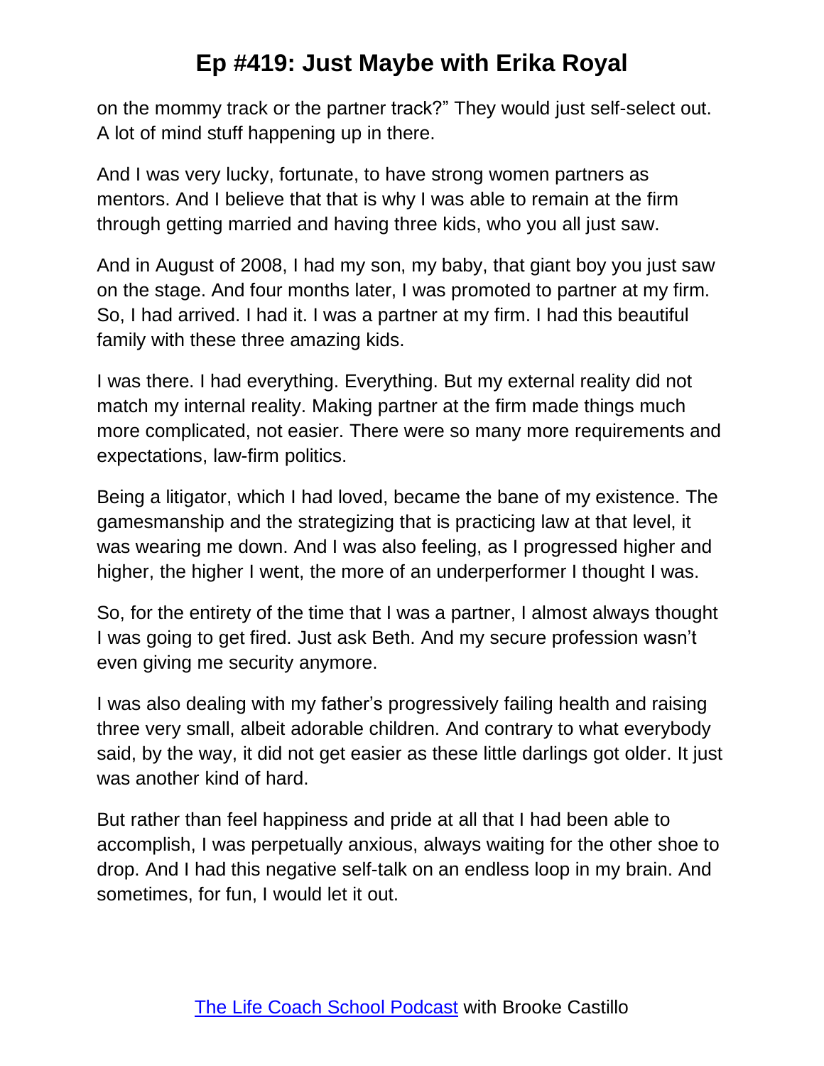on the mommy track or the partner track?" They would just self-select out. A lot of mind stuff happening up in there.

And I was very lucky, fortunate, to have strong women partners as mentors. And I believe that that is why I was able to remain at the firm through getting married and having three kids, who you all just saw.

And in August of 2008, I had my son, my baby, that giant boy you just saw on the stage. And four months later, I was promoted to partner at my firm. So, I had arrived. I had it. I was a partner at my firm. I had this beautiful family with these three amazing kids.

I was there. I had everything. Everything. But my external reality did not match my internal reality. Making partner at the firm made things much more complicated, not easier. There were so many more requirements and expectations, law-firm politics.

Being a litigator, which I had loved, became the bane of my existence. The gamesmanship and the strategizing that is practicing law at that level, it was wearing me down. And I was also feeling, as I progressed higher and higher, the higher I went, the more of an underperformer I thought I was.

So, for the entirety of the time that I was a partner, I almost always thought I was going to get fired. Just ask Beth. And my secure profession wasn't even giving me security anymore.

I was also dealing with my father's progressively failing health and raising three very small, albeit adorable children. And contrary to what everybody said, by the way, it did not get easier as these little darlings got older. It just was another kind of hard.

But rather than feel happiness and pride at all that I had been able to accomplish, I was perpetually anxious, always waiting for the other shoe to drop. And I had this negative self-talk on an endless loop in my brain. And sometimes, for fun, I would let it out.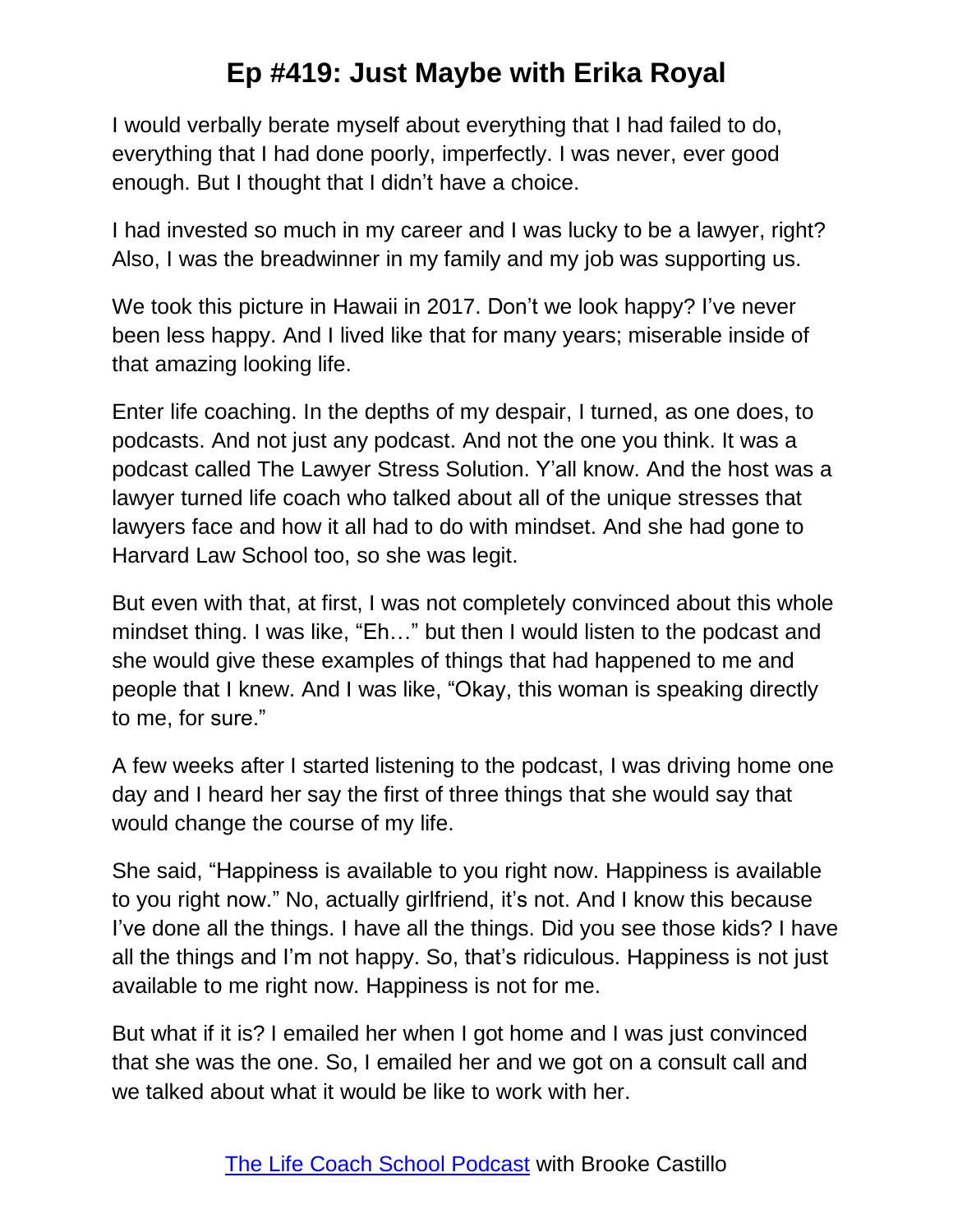I would verbally berate myself about everything that I had failed to do, everything that I had done poorly, imperfectly. I was never, ever good enough. But I thought that I didn't have a choice.

I had invested so much in my career and I was lucky to be a lawyer, right? Also, I was the breadwinner in my family and my job was supporting us.

We took this picture in Hawaii in 2017. Don't we look happy? I've never been less happy. And I lived like that for many years; miserable inside of that amazing looking life.

Enter life coaching. In the depths of my despair, I turned, as one does, to podcasts. And not just any podcast. And not the one you think. It was a podcast called The Lawyer Stress Solution. Y'all know. And the host was a lawyer turned life coach who talked about all of the unique stresses that lawyers face and how it all had to do with mindset. And she had gone to Harvard Law School too, so she was legit.

But even with that, at first, I was not completely convinced about this whole mindset thing. I was like, "Eh…" but then I would listen to the podcast and she would give these examples of things that had happened to me and people that I knew. And I was like, "Okay, this woman is speaking directly to me, for sure."

A few weeks after I started listening to the podcast, I was driving home one day and I heard her say the first of three things that she would say that would change the course of my life.

She said, "Happiness is available to you right now. Happiness is available to you right now." No, actually girlfriend, it's not. And I know this because I've done all the things. I have all the things. Did you see those kids? I have all the things and I'm not happy. So, that's ridiculous. Happiness is not just available to me right now. Happiness is not for me.

But what if it is? I emailed her when I got home and I was just convinced that she was the one. So, I emailed her and we got on a consult call and we talked about what it would be like to work with her.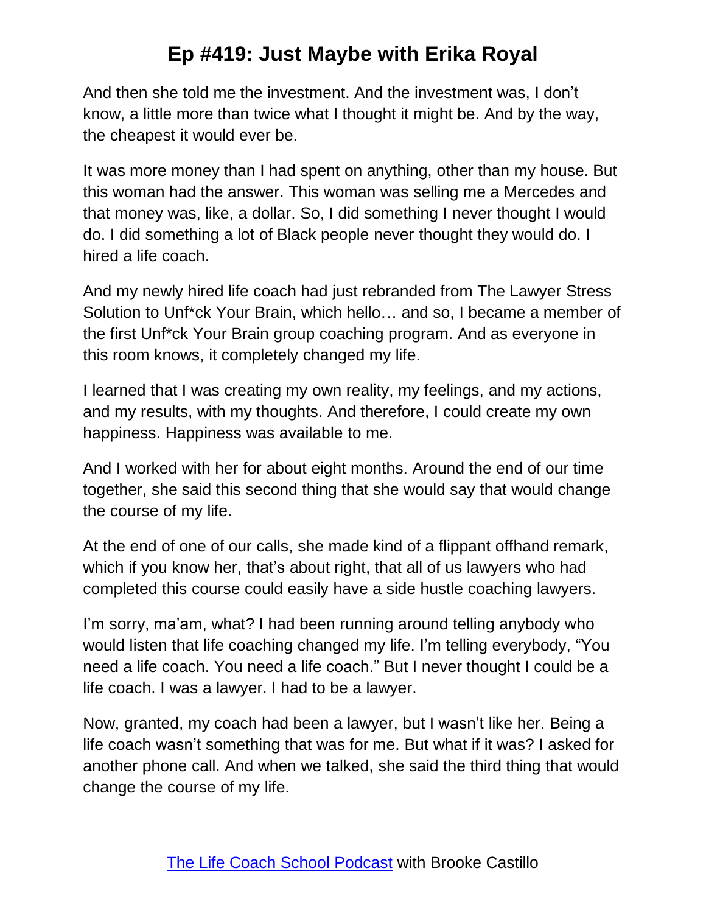And then she told me the investment. And the investment was, I don't know, a little more than twice what I thought it might be. And by the way, the cheapest it would ever be.

It was more money than I had spent on anything, other than my house. But this woman had the answer. This woman was selling me a Mercedes and that money was, like, a dollar. So, I did something I never thought I would do. I did something a lot of Black people never thought they would do. I hired a life coach.

And my newly hired life coach had just rebranded from The Lawyer Stress Solution to Unf*ck Your Brain, which hello… and so, I became a member of the first Unf*ck Your Brain group coaching program. And as everyone in this room knows, it completely changed my life.

I learned that I was creating my own reality, my feelings, and my actions, and my results, with my thoughts. And therefore, I could create my own happiness. Happiness was available to me.

And I worked with her for about eight months. Around the end of our time together, she said this second thing that she would say that would change the course of my life.

At the end of one of our calls, she made kind of a flippant offhand remark, which if you know her, that's about right, that all of us lawyers who had completed this course could easily have a side hustle coaching lawyers.

I'm sorry, ma'am, what? I had been running around telling anybody who would listen that life coaching changed my life. I'm telling everybody, "You need a life coach. You need a life coach." But I never thought I could be a life coach. I was a lawyer. I had to be a lawyer.

Now, granted, my coach had been a lawyer, but I wasn't like her. Being a life coach wasn't something that was for me. But what if it was? I asked for another phone call. And when we talked, she said the third thing that would change the course of my life.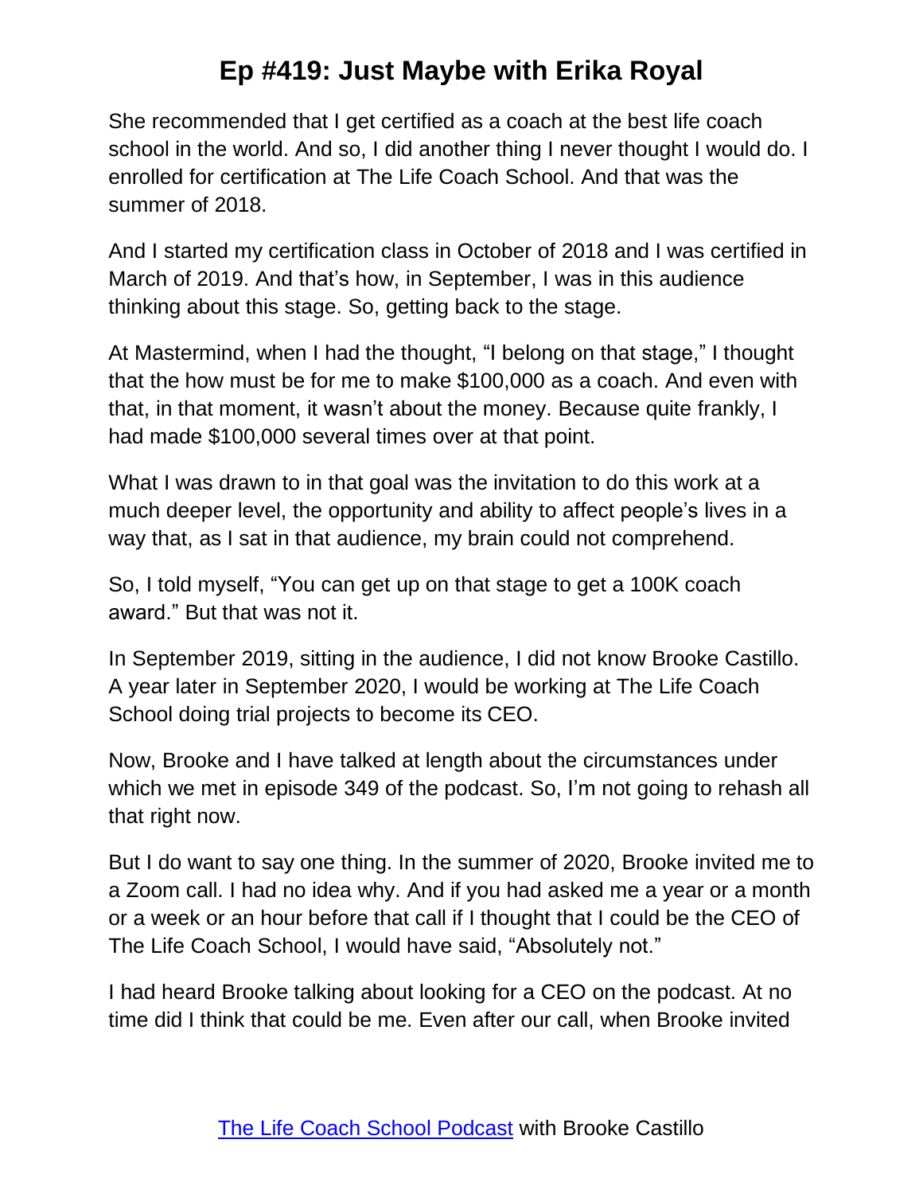She recommended that I get certified as a coach at the best life coach school in the world. And so, I did another thing I never thought I would do. I enrolled for certification at The Life Coach School. And that was the summer of 2018.

And I started my certification class in October of 2018 and I was certified in March of 2019. And that's how, in September, I was in this audience thinking about this stage. So, getting back to the stage.

At Mastermind, when I had the thought, "I belong on that stage," I thought that the how must be for me to make $100,000 as a coach. And even with that, in that moment, it wasn't about the money. Because quite frankly, I had made $100,000 several times over at that point.

What I was drawn to in that goal was the invitation to do this work at a much deeper level, the opportunity and ability to affect people's lives in a way that, as I sat in that audience, my brain could not comprehend.

So, I told myself, "You can get up on that stage to get a 100K coach award." But that was not it.

In September 2019, sitting in the audience, I did not know Brooke Castillo. A year later in September 2020, I would be working at The Life Coach School doing trial projects to become its CEO.

Now, Brooke and I have talked at length about the circumstances under which we met in episode 349 of the podcast. So, I'm not going to rehash all that right now.

But I do want to say one thing. In the summer of 2020, Brooke invited me to a Zoom call. I had no idea why. And if you had asked me a year or a month or a week or an hour before that call if I thought that I could be the CEO of The Life Coach School, I would have said, "Absolutely not."

I had heard Brooke talking about looking for a CEO on the podcast. At no time did I think that could be me. Even after our call, when Brooke invited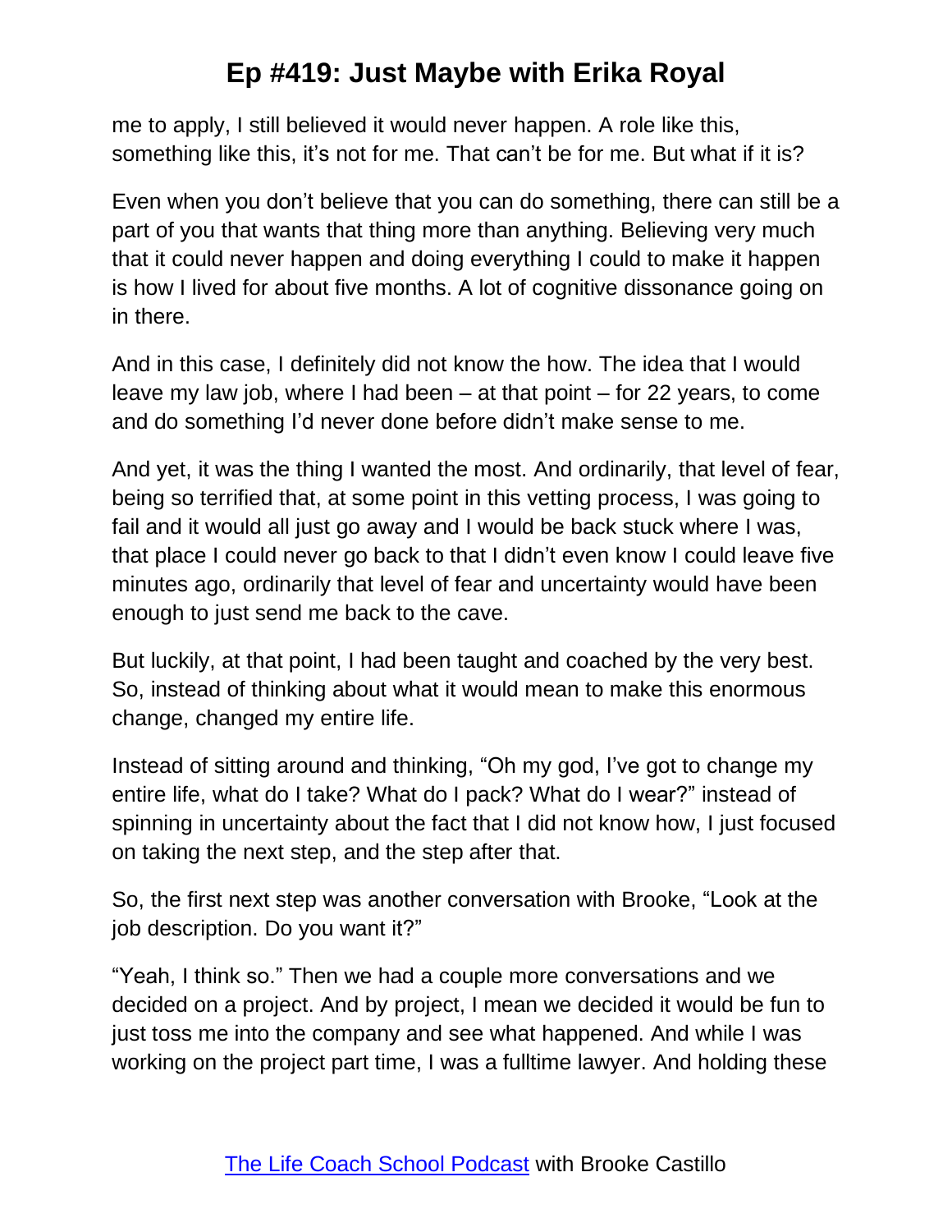me to apply, I still believed it would never happen. A role like this, something like this, it's not for me. That can't be for me. But what if it is?

Even when you don't believe that you can do something, there can still be a part of you that wants that thing more than anything. Believing very much that it could never happen and doing everything I could to make it happen is how I lived for about five months. A lot of cognitive dissonance going on in there.

And in this case, I definitely did not know the how. The idea that I would leave my law job, where I had been – at that point – for 22 years, to come and do something I'd never done before didn't make sense to me.

And yet, it was the thing I wanted the most. And ordinarily, that level of fear, being so terrified that, at some point in this vetting process, I was going to fail and it would all just go away and I would be back stuck where I was, that place I could never go back to that I didn't even know I could leave five minutes ago, ordinarily that level of fear and uncertainty would have been enough to just send me back to the cave.

But luckily, at that point, I had been taught and coached by the very best. So, instead of thinking about what it would mean to make this enormous change, changed my entire life.

Instead of sitting around and thinking, "Oh my god, I've got to change my entire life, what do I take? What do I pack? What do I wear?" instead of spinning in uncertainty about the fact that I did not know how, I just focused on taking the next step, and the step after that.

So, the first next step was another conversation with Brooke, "Look at the job description. Do you want it?"

"Yeah, I think so." Then we had a couple more conversations and we decided on a project. And by project, I mean we decided it would be fun to just toss me into the company and see what happened. And while I was working on the project part time, I was a fulltime lawyer. And holding these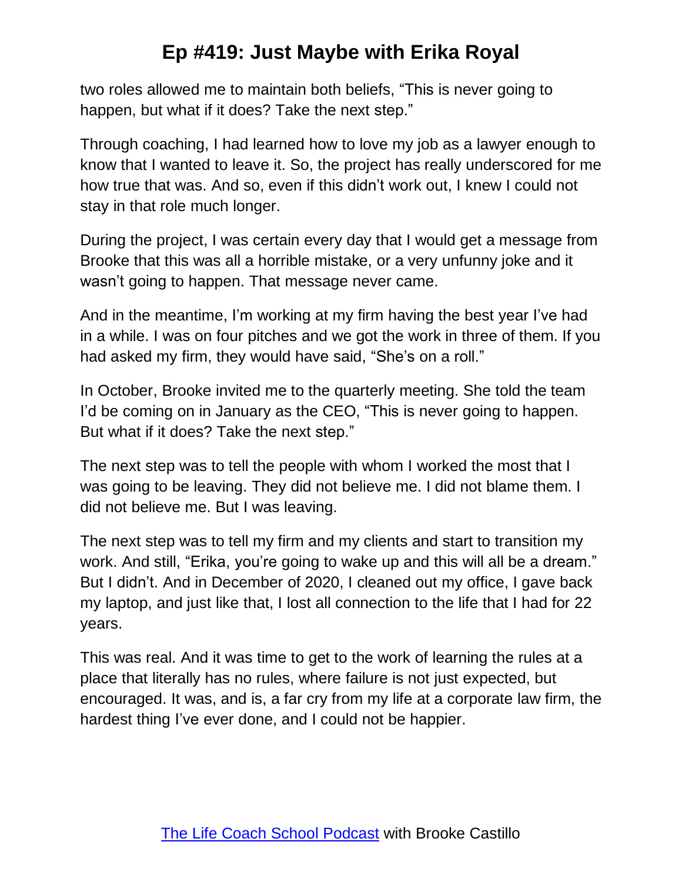two roles allowed me to maintain both beliefs, "This is never going to happen, but what if it does? Take the next step."

Through coaching, I had learned how to love my job as a lawyer enough to know that I wanted to leave it. So, the project has really underscored for me how true that was. And so, even if this didn't work out, I knew I could not stay in that role much longer.

During the project, I was certain every day that I would get a message from Brooke that this was all a horrible mistake, or a very unfunny joke and it wasn't going to happen. That message never came.

And in the meantime, I'm working at my firm having the best year I've had in a while. I was on four pitches and we got the work in three of them. If you had asked my firm, they would have said, "She's on a roll."

In October, Brooke invited me to the quarterly meeting. She told the team I'd be coming on in January as the CEO, "This is never going to happen. But what if it does? Take the next step."

The next step was to tell the people with whom I worked the most that I was going to be leaving. They did not believe me. I did not blame them. I did not believe me. But I was leaving.

The next step was to tell my firm and my clients and start to transition my work. And still, "Erika, you're going to wake up and this will all be a dream." But I didn't. And in December of 2020, I cleaned out my office, I gave back my laptop, and just like that, I lost all connection to the life that I had for 22 years.

This was real. And it was time to get to the work of learning the rules at a place that literally has no rules, where failure is not just expected, but encouraged. It was, and is, a far cry from my life at a corporate law firm, the hardest thing I've ever done, and I could not be happier.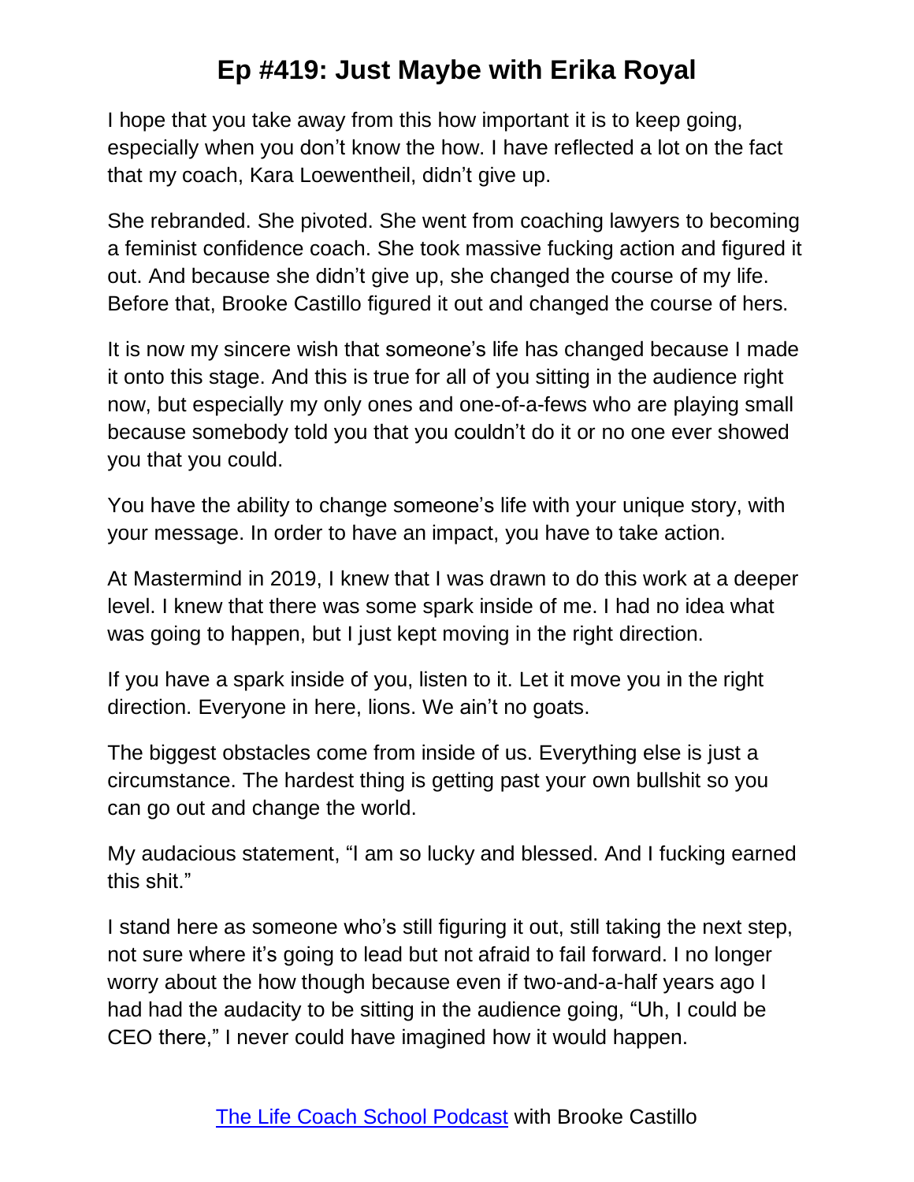I hope that you take away from this how important it is to keep going, especially when you don't know the how. I have reflected a lot on the fact that my coach, Kara Loewentheil, didn't give up.

She rebranded. She pivoted. She went from coaching lawyers to becoming a feminist confidence coach. She took massive fucking action and figured it out. And because she didn't give up, she changed the course of my life. Before that, Brooke Castillo figured it out and changed the course of hers.

It is now my sincere wish that someone's life has changed because I made it onto this stage. And this is true for all of you sitting in the audience right now, but especially my only ones and one-of-a-fews who are playing small because somebody told you that you couldn't do it or no one ever showed you that you could.

You have the ability to change someone's life with your unique story, with your message. In order to have an impact, you have to take action.

At Mastermind in 2019, I knew that I was drawn to do this work at a deeper level. I knew that there was some spark inside of me. I had no idea what was going to happen, but I just kept moving in the right direction.

If you have a spark inside of you, listen to it. Let it move you in the right direction. Everyone in here, lions. We ain't no goats.

The biggest obstacles come from inside of us. Everything else is just a circumstance. The hardest thing is getting past your own bullshit so you can go out and change the world.

My audacious statement, "I am so lucky and blessed. And I fucking earned this shit."

I stand here as someone who's still figuring it out, still taking the next step, not sure where it's going to lead but not afraid to fail forward. I no longer worry about the how though because even if two-and-a-half years ago I had had the audacity to be sitting in the audience going, "Uh, I could be CEO there," I never could have imagined how it would happen.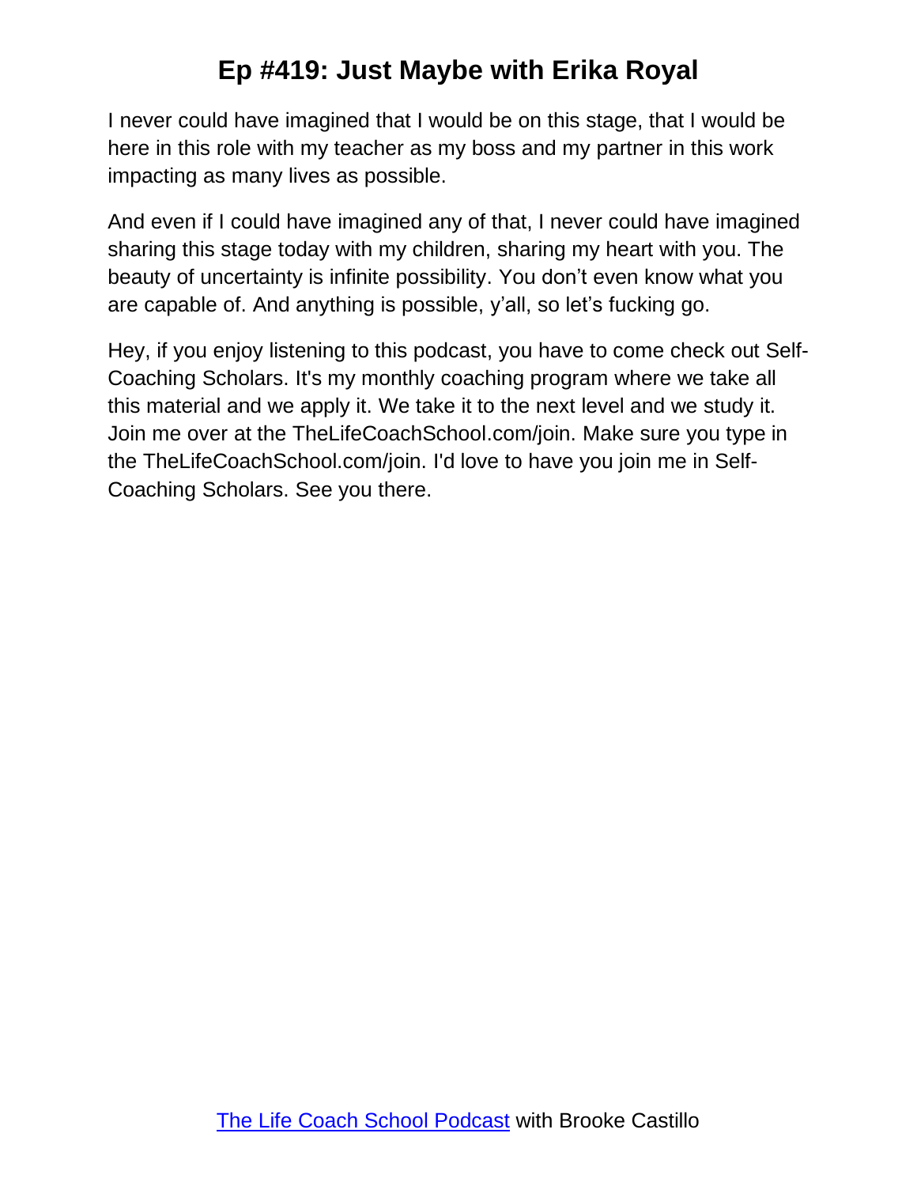I never could have imagined that I would be on this stage, that I would be here in this role with my teacher as my boss and my partner in this work impacting as many lives as possible.

And even if I could have imagined any of that, I never could have imagined sharing this stage today with my children, sharing my heart with you. The beauty of uncertainty is infinite possibility. You don't even know what you are capable of. And anything is possible, y'all, so let's fucking go.

Hey, if you enjoy listening to this podcast, you have to come check out Self-Coaching Scholars. It's my monthly coaching program where we take all this material and we apply it. We take it to the next level and we study it. Join me over at the TheLifeCoachSchool.com/join. Make sure you type in the TheLifeCoachSchool.com/join. I'd love to have you join me in Self-Coaching Scholars. See you there.